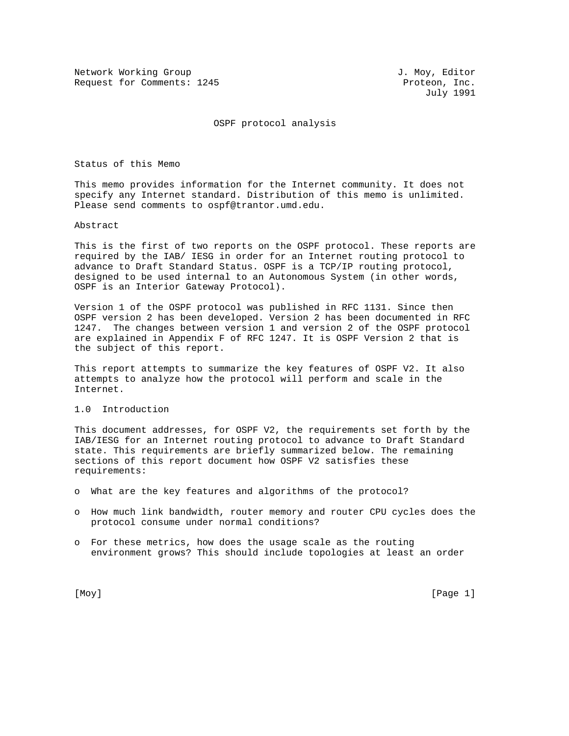Network Working Group                                    J. Moy, Editor
Request for Comments: 1245                                Proteon, Inc.
                                                              July 1991

# OSPF protocol analysis

## Status of this Memo

This memo provides information for the Internet community. It does not specify any Internet standard. Distribution of this memo is unlimited. Please send comments to ospf@trantor.umd.edu.

## Abstract

This is the first of two reports on the OSPF protocol. These reports are required by the IAB/ IESG in order for an Internet routing protocol to advance to Draft Standard Status. OSPF is a TCP/IP routing protocol, designed to be used internal to an Autonomous System (in other words, OSPF is an Interior Gateway Protocol).

Version 1 of the OSPF protocol was published in RFC 1131. Since then OSPF version 2 has been developed. Version 2 has been documented in RFC 1247. The changes between version 1 and version 2 of the OSPF protocol are explained in Appendix F of RFC 1247. It is OSPF Version 2 that is the subject of this report.

This report attempts to summarize the key features of OSPF V2. It also attempts to analyze how the protocol will perform and scale in the Internet.

## 1.0 Introduction

This document addresses, for OSPF V2, the requirements set forth by the IAB/IESG for an Internet routing protocol to advance to Draft Standard state. This requirements are briefly summarized below. The remaining sections of this report document how OSPF V2 satisfies these requirements:

- What are the key features and algorithms of the protocol?
- How much link bandwidth, router memory and router CPU cycles does the protocol consume under normal conditions?
- For these metrics, how does the usage scale as the routing environment grows? This should include topologies at least an order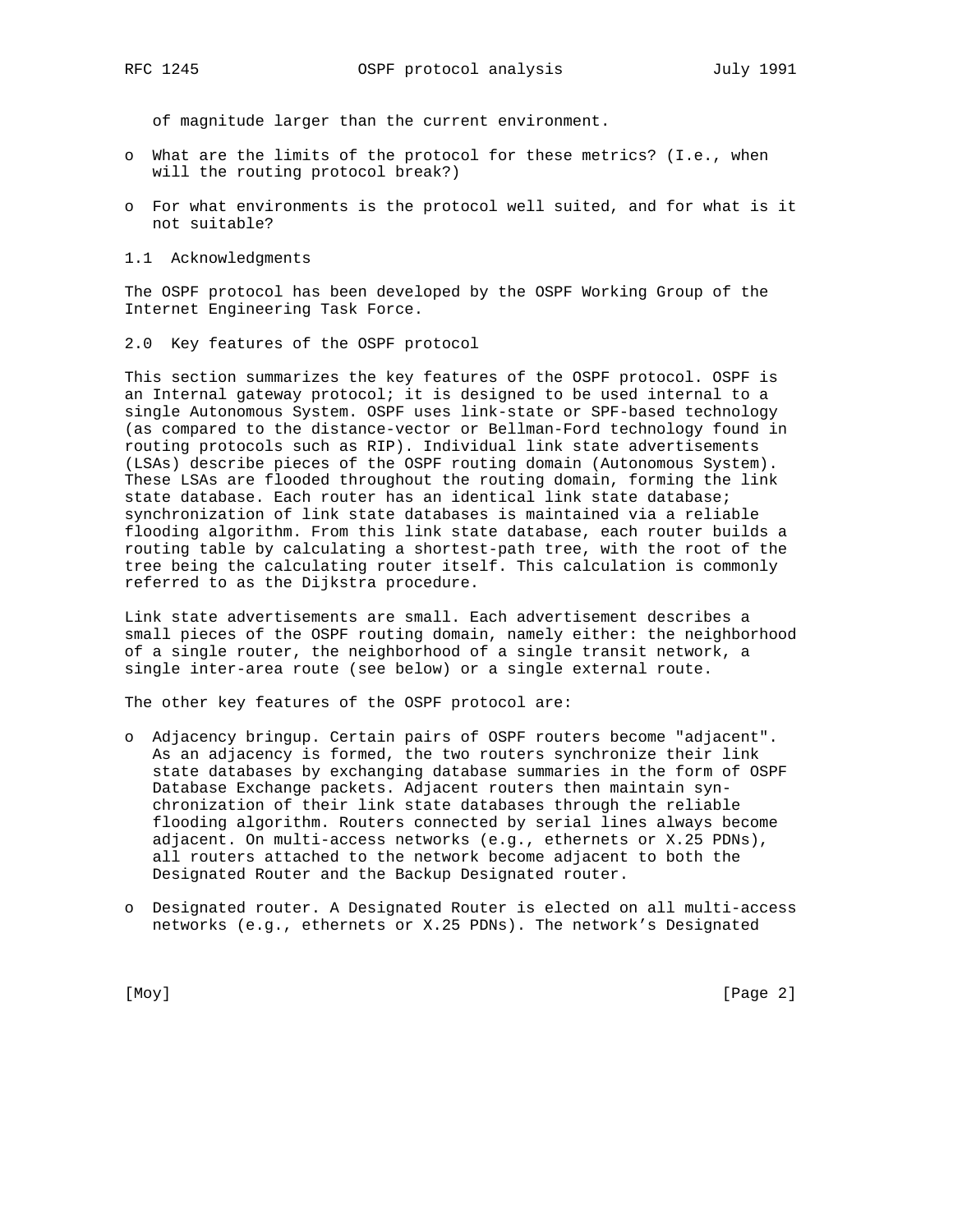of magnitude larger than the current environment.

- What are the limits of the protocol for these metrics? (I.e., when will the routing protocol break?)
- For what environments is the protocol well suited, and for what is it not suitable?

### 1.1 Acknowledgments

The OSPF protocol has been developed by the OSPF Working Group of the Internet Engineering Task Force.

## 2.0 Key features of the OSPF protocol

This section summarizes the key features of the OSPF protocol. OSPF is an Internal gateway protocol; it is designed to be used internal to a single Autonomous System. OSPF uses link-state or SPF-based technology (as compared to the distance-vector or Bellman-Ford technology found in routing protocols such as RIP). Individual link state advertisements (LSAs) describe pieces of the OSPF routing domain (Autonomous System). These LSAs are flooded throughout the routing domain, forming the link state database. Each router has an identical link state database; synchronization of link state databases is maintained via a reliable flooding algorithm. From this link state database, each router builds a routing table by calculating a shortest-path tree, with the root of the tree being the calculating router itself. This calculation is commonly referred to as the Dijkstra procedure.

Link state advertisements are small. Each advertisement describes a small pieces of the OSPF routing domain, namely either: the neighborhood of a single router, the neighborhood of a single transit network, a single inter-area route (see below) or a single external route.

The other key features of the OSPF protocol are:

- Adjacency bringup. Certain pairs of OSPF routers become "adjacent". As an adjacency is formed, the two routers synchronize their link state databases by exchanging database summaries in the form of OSPF Database Exchange packets. Adjacent routers then maintain synchronization of their link state databases through the reliable flooding algorithm. Routers connected by serial lines always become adjacent. On multi-access networks (e.g., ethernets or X.25 PDNs), all routers attached to the network become adjacent to both the Designated Router and the Backup Designated router.
- Designated router. A Designated Router is elected on all multi-access networks (e.g., ethernets or X.25 PDNs). The network's Designated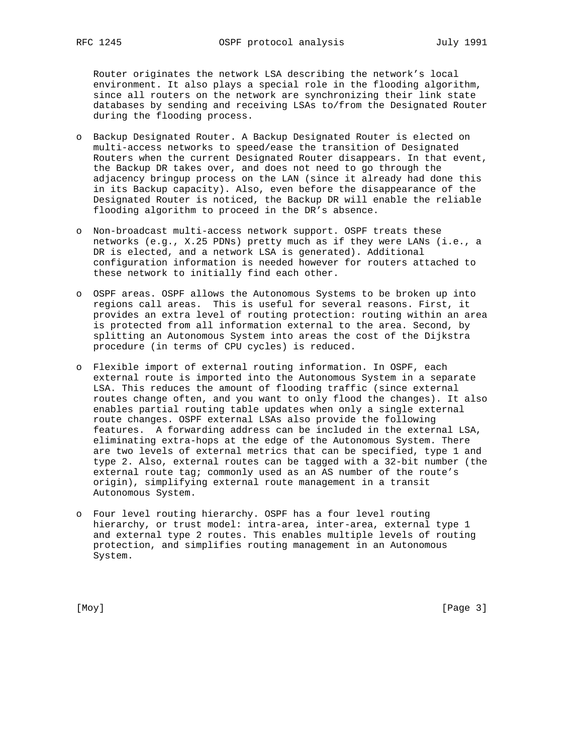Router originates the network LSA describing the network's local environment. It also plays a special role in the flooding algorithm, since all routers on the network are synchronizing their link state databases by sending and receiving LSAs to/from the Designated Router during the flooding process.

- Backup Designated Router. A Backup Designated Router is elected on multi-access networks to speed/ease the transition of Designated Routers when the current Designated Router disappears. In that event, the Backup DR takes over, and does not need to go through the adjacency bringup process on the LAN (since it already had done this in its Backup capacity). Also, even before the disappearance of the Designated Router is noticed, the Backup DR will enable the reliable flooding algorithm to proceed in the DR's absence.

- Non-broadcast multi-access network support. OSPF treats these networks (e.g., X.25 PDNs) pretty much as if they were LANs (i.e., a DR is elected, and a network LSA is generated). Additional configuration information is needed however for routers attached to these network to initially find each other.

- OSPF areas. OSPF allows the Autonomous Systems to be broken up into regions call areas. This is useful for several reasons. First, it provides an extra level of routing protection: routing within an area is protected from all information external to the area. Second, by splitting an Autonomous System into areas the cost of the Dijkstra procedure (in terms of CPU cycles) is reduced.

- Flexible import of external routing information. In OSPF, each external route is imported into the Autonomous System in a separate LSA. This reduces the amount of flooding traffic (since external routes change often, and you want to only flood the changes). It also enables partial routing table updates when only a single external route changes. OSPF external LSAs also provide the following features. A forwarding address can be included in the external LSA, eliminating extra-hops at the edge of the Autonomous System. There are two levels of external metrics that can be specified, type 1 and type 2. Also, external routes can be tagged with a 32-bit number (the external route tag; commonly used as an AS number of the route's origin), simplifying external route management in a transit Autonomous System.

- Four level routing hierarchy. OSPF has a four level routing hierarchy, or trust model: intra-area, inter-area, external type 1 and external type 2 routes. This enables multiple levels of routing protection, and simplifies routing management in an Autonomous System.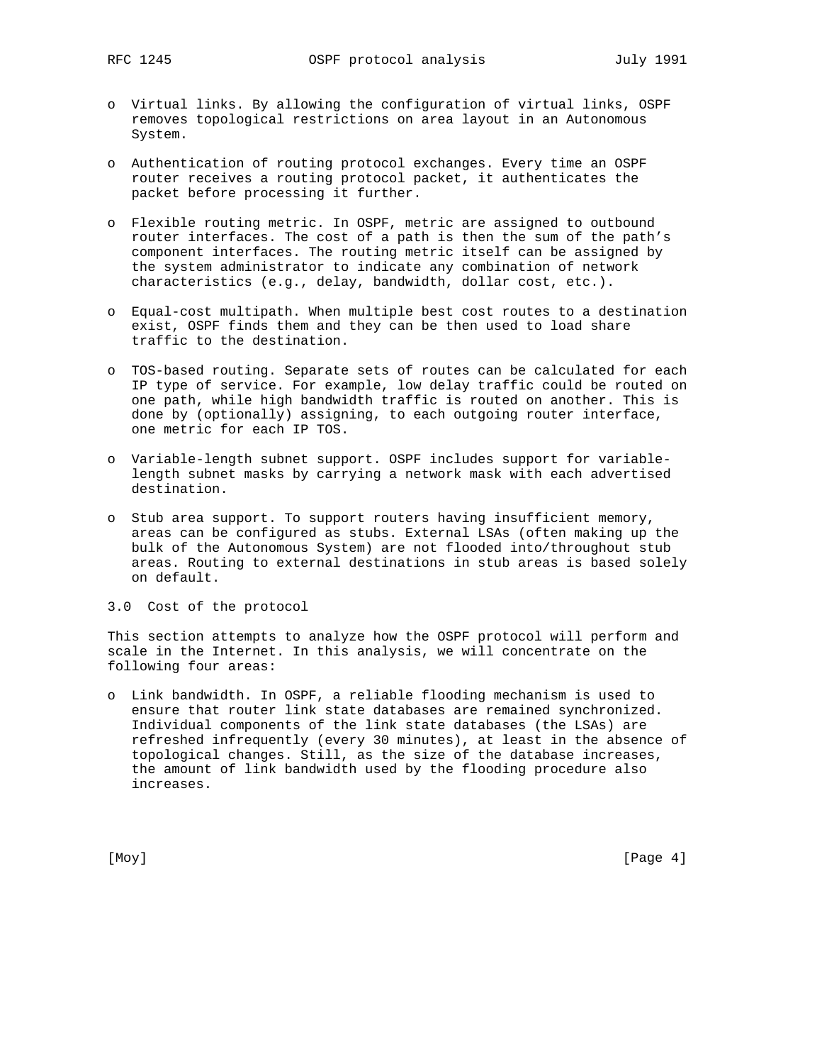- Virtual links. By allowing the configuration of virtual links, OSPF removes topological restrictions on area layout in an Autonomous System.

- Authentication of routing protocol exchanges. Every time an OSPF router receives a routing protocol packet, it authenticates the packet before processing it further.

- Flexible routing metric. In OSPF, metric are assigned to outbound router interfaces. The cost of a path is then the sum of the path's component interfaces. The routing metric itself can be assigned by the system administrator to indicate any combination of network characteristics (e.g., delay, bandwidth, dollar cost, etc.).

- Equal-cost multipath. When multiple best cost routes to a destination exist, OSPF finds them and they can be then used to load share traffic to the destination.

- TOS-based routing. Separate sets of routes can be calculated for each IP type of service. For example, low delay traffic could be routed on one path, while high bandwidth traffic is routed on another. This is done by (optionally) assigning, to each outgoing router interface, one metric for each IP TOS.

- Variable-length subnet support. OSPF includes support for variable-length subnet masks by carrying a network mask with each advertised destination.

- Stub area support. To support routers having insufficient memory, areas can be configured as stubs. External LSAs (often making up the bulk of the Autonomous System) are not flooded into/throughout stub areas. Routing to external destinations in stub areas is based solely on default.

## 3.0 Cost of the protocol

This section attempts to analyze how the OSPF protocol will perform and scale in the Internet. In this analysis, we will concentrate on the following four areas:

- Link bandwidth. In OSPF, a reliable flooding mechanism is used to ensure that router link state databases are remained synchronized. Individual components of the link state databases (the LSAs) are refreshed infrequently (every 30 minutes), at least in the absence of topological changes. Still, as the size of the database increases, the amount of link bandwidth used by the flooding procedure also increases.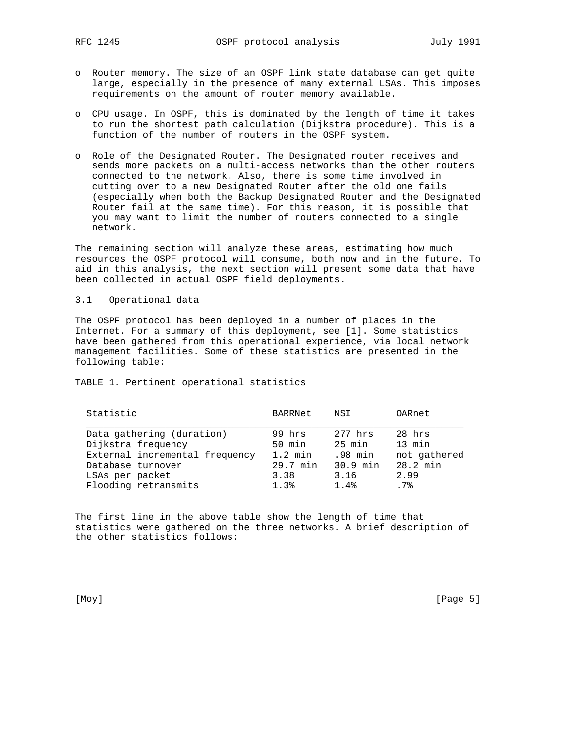- Router memory. The size of an OSPF link state database can get quite large, especially in the presence of many external LSAs. This imposes requirements on the amount of router memory available.

- CPU usage. In OSPF, this is dominated by the length of time it takes to run the shortest path calculation (Dijkstra procedure). This is a function of the number of routers in the OSPF system.

- Role of the Designated Router. The Designated router receives and sends more packets on a multi-access networks than the other routers connected to the network. Also, there is some time involved in cutting over to a new Designated Router after the old one fails (especially when both the Backup Designated Router and the Designated Router fail at the same time). For this reason, it is possible that you may want to limit the number of routers connected to a single network.

The remaining section will analyze these areas, estimating how much resources the OSPF protocol will consume, both now and in the future. To aid in this analysis, the next section will present some data that have been collected in actual OSPF field deployments.

## 3.1 Operational data

The OSPF protocol has been deployed in a number of places in the Internet. For a summary of this deployment, see [1]. Some statistics have been gathered from this operational experience, via local network management facilities. Some of these statistics are presented in the following table:

TABLE 1. Pertinent operational statistics

| Statistic | BARRNet | NSI | OARnet |
|---|---|---|---|
| Data gathering (duration) | 99 hrs | 277 hrs | 28 hrs |
| Dijkstra frequency | 50 min | 25 min | 13 min |
| External incremental frequency | 1.2 min | .98 min | not gathered |
| Database turnover | 29.7 min | 30.9 min | 28.2 min |
| LSAs per packet | 3.38 | 3.16 | 2.99 |
| Flooding retransmits | 1.3% | 1.4% | .7% |

The first line in the above table show the length of time that statistics were gathered on the three networks. A brief description of the other statistics follows: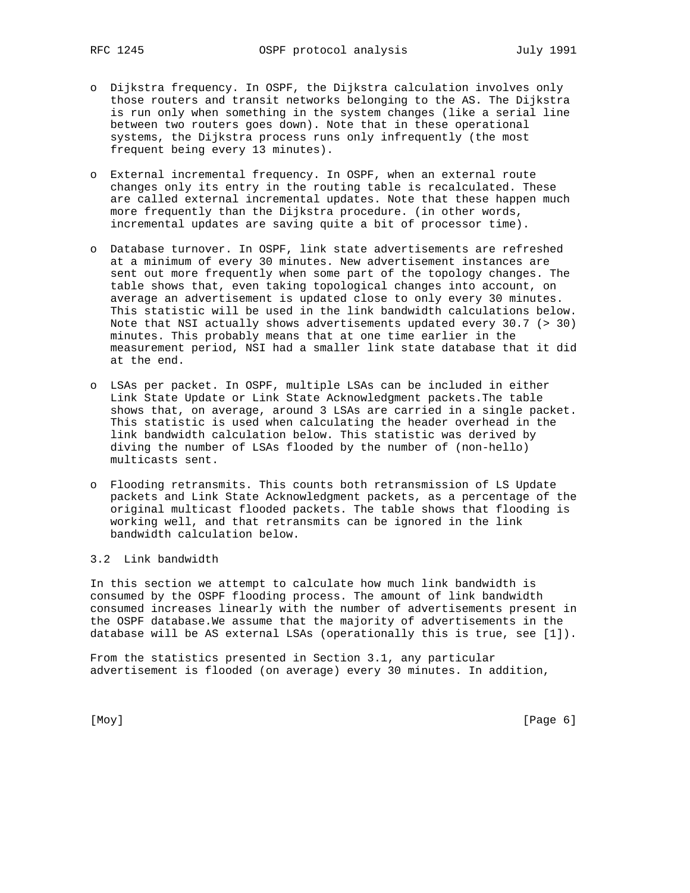- Dijkstra frequency. In OSPF, the Dijkstra calculation involves only those routers and transit networks belonging to the AS. The Dijkstra is run only when something in the system changes (like a serial line between two routers goes down). Note that in these operational systems, the Dijkstra process runs only infrequently (the most frequent being every 13 minutes).

- External incremental frequency. In OSPF, when an external route changes only its entry in the routing table is recalculated. These are called external incremental updates. Note that these happen much more frequently than the Dijkstra procedure. (in other words, incremental updates are saving quite a bit of processor time).

- Database turnover. In OSPF, link state advertisements are refreshed at a minimum of every 30 minutes. New advertisement instances are sent out more frequently when some part of the topology changes. The table shows that, even taking topological changes into account, on average an advertisement is updated close to only every 30 minutes. This statistic will be used in the link bandwidth calculations below. Note that NSI actually shows advertisements updated every 30.7 (> 30) minutes. This probably means that at one time earlier in the measurement period, NSI had a smaller link state database that it did at the end.

- LSAs per packet. In OSPF, multiple LSAs can be included in either Link State Update or Link State Acknowledgment packets.The table shows that, on average, around 3 LSAs are carried in a single packet. This statistic is used when calculating the header overhead in the link bandwidth calculation below. This statistic was derived by diving the number of LSAs flooded by the number of (non-hello) multicasts sent.

- Flooding retransmits. This counts both retransmission of LS Update packets and Link State Acknowledgment packets, as a percentage of the original multicast flooded packets. The table shows that flooding is working well, and that retransmits can be ignored in the link bandwidth calculation below.

## 3.2 Link bandwidth

In this section we attempt to calculate how much link bandwidth is consumed by the OSPF flooding process. The amount of link bandwidth consumed increases linearly with the number of advertisements present in the OSPF database.We assume that the majority of advertisements in the database will be AS external LSAs (operationally this is true, see [1]).

From the statistics presented in Section 3.1, any particular advertisement is flooded (on average) every 30 minutes. In addition,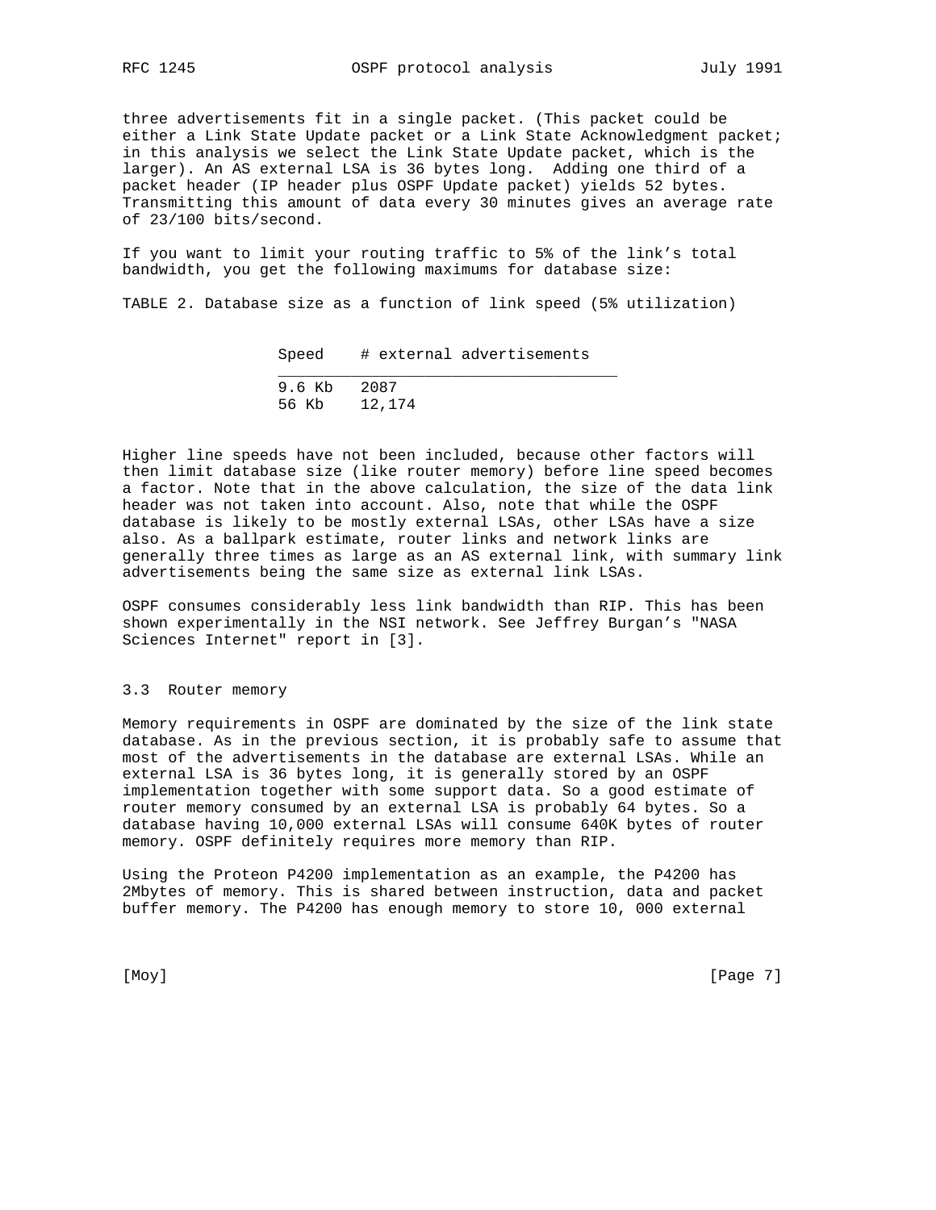three advertisements fit in a single packet. (This packet could be either a Link State Update packet or a Link State Acknowledgment packet; in this analysis we select the Link State Update packet, which is the larger). An AS external LSA is 36 bytes long. Adding one third of a packet header (IP header plus OSPF Update packet) yields 52 bytes. Transmitting this amount of data every 30 minutes gives an average rate of 23/100 bits/second.

If you want to limit your routing traffic to 5% of the link's total bandwidth, you get the following maximums for database size:

TABLE 2. Database size as a function of link speed (5% utilization)

| Speed | # external advertisements |
|---|---|
| 9.6 Kb | 2087 |
| 56 Kb | 12,174 |

Higher line speeds have not been included, because other factors will then limit database size (like router memory) before line speed becomes a factor. Note that in the above calculation, the size of the data link header was not taken into account. Also, note that while the OSPF database is likely to be mostly external LSAs, other LSAs have a size also. As a ballpark estimate, router links and network links are generally three times as large as an AS external link, with summary link advertisements being the same size as external link LSAs.

OSPF consumes considerably less link bandwidth than RIP. This has been shown experimentally in the NSI network. See Jeffrey Burgan's "NASA Sciences Internet" report in [3].

### 3.3 Router memory

Memory requirements in OSPF are dominated by the size of the link state database. As in the previous section, it is probably safe to assume that most of the advertisements in the database are external LSAs. While an external LSA is 36 bytes long, it is generally stored by an OSPF implementation together with some support data. So a good estimate of router memory consumed by an external LSA is probably 64 bytes. So a database having 10,000 external LSAs will consume 640K bytes of router memory. OSPF definitely requires more memory than RIP.

Using the Proteon P4200 implementation as an example, the P4200 has 2Mbytes of memory. This is shared between instruction, data and packet buffer memory. The P4200 has enough memory to store 10, 000 external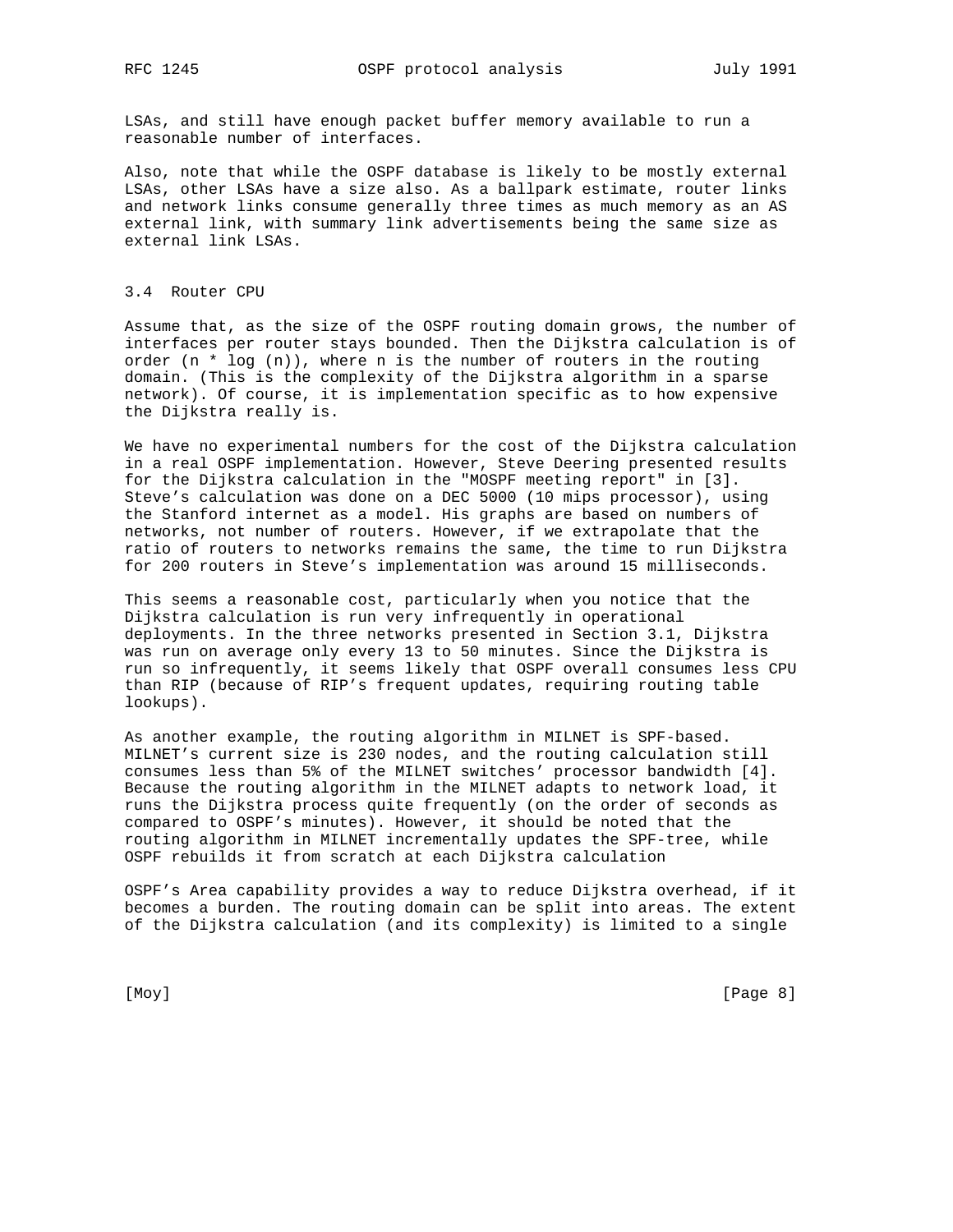LSAs, and still have enough packet buffer memory available to run a reasonable number of interfaces.

Also, note that while the OSPF database is likely to be mostly external LSAs, other LSAs have a size also. As a ballpark estimate, router links and network links consume generally three times as much memory as an AS external link, with summary link advertisements being the same size as external link LSAs.

### 3.4 Router CPU

Assume that, as the size of the OSPF routing domain grows, the number of interfaces per router stays bounded. Then the Dijkstra calculation is of order (n * log (n)), where n is the number of routers in the routing domain. (This is the complexity of the Dijkstra algorithm in a sparse network). Of course, it is implementation specific as to how expensive the Dijkstra really is.

We have no experimental numbers for the cost of the Dijkstra calculation in a real OSPF implementation. However, Steve Deering presented results for the Dijkstra calculation in the "MOSPF meeting report" in [3]. Steve's calculation was done on a DEC 5000 (10 mips processor), using the Stanford internet as a model. His graphs are based on numbers of networks, not number of routers. However, if we extrapolate that the ratio of routers to networks remains the same, the time to run Dijkstra for 200 routers in Steve's implementation was around 15 milliseconds.

This seems a reasonable cost, particularly when you notice that the Dijkstra calculation is run very infrequently in operational deployments. In the three networks presented in Section 3.1, Dijkstra was run on average only every 13 to 50 minutes. Since the Dijkstra is run so infrequently, it seems likely that OSPF overall consumes less CPU than RIP (because of RIP's frequent updates, requiring routing table lookups).

As another example, the routing algorithm in MILNET is SPF-based. MILNET's current size is 230 nodes, and the routing calculation still consumes less than 5% of the MILNET switches' processor bandwidth [4]. Because the routing algorithm in the MILNET adapts to network load, it runs the Dijkstra process quite frequently (on the order of seconds as compared to OSPF's minutes). However, it should be noted that the routing algorithm in MILNET incrementally updates the SPF-tree, while OSPF rebuilds it from scratch at each Dijkstra calculation

OSPF's Area capability provides a way to reduce Dijkstra overhead, if it becomes a burden. The routing domain can be split into areas. The extent of the Dijkstra calculation (and its complexity) is limited to a single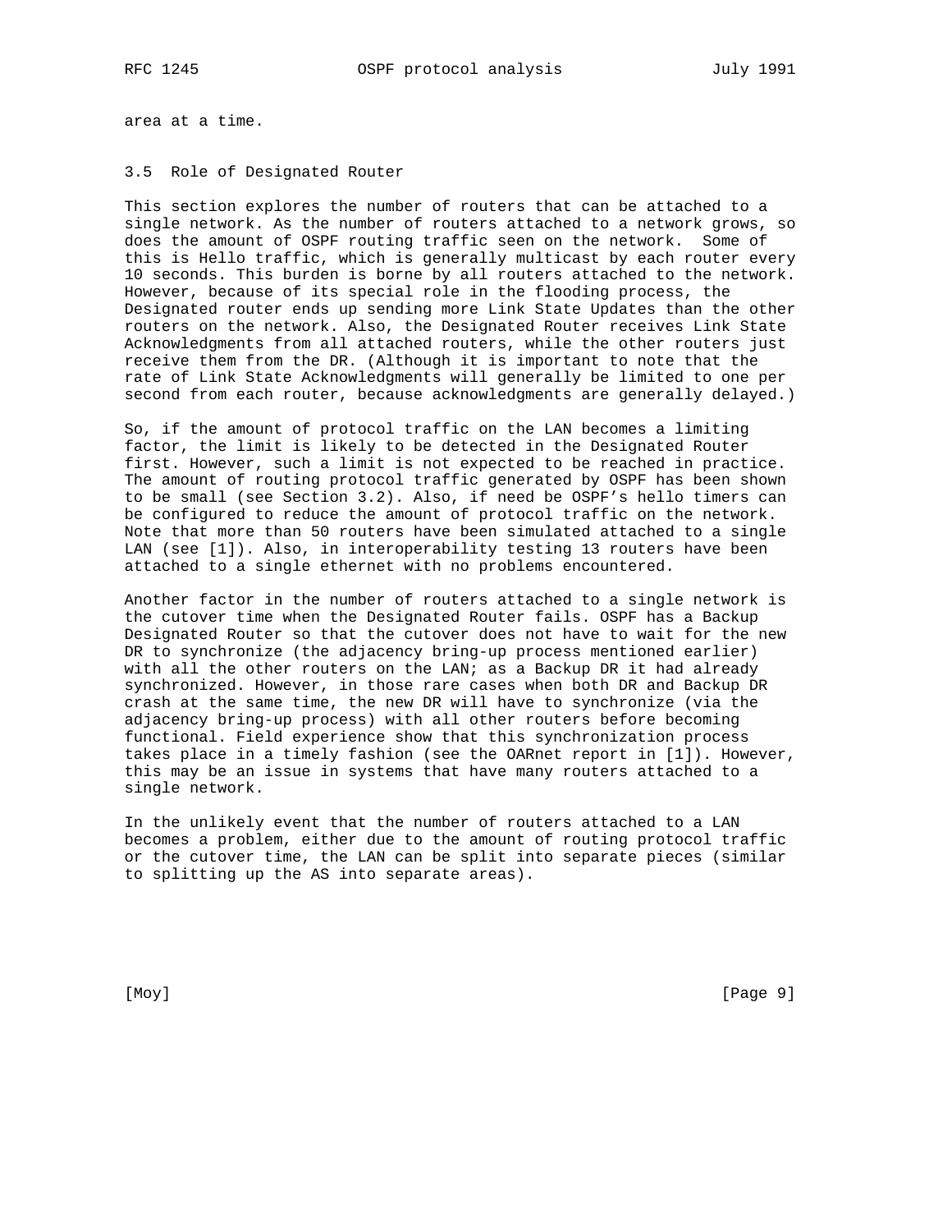area at a time.

### 3.5 Role of Designated Router

This section explores the number of routers that can be attached to a single network. As the number of routers attached to a network grows, so does the amount of OSPF routing traffic seen on the network. Some of this is Hello traffic, which is generally multicast by each router every 10 seconds. This burden is borne by all routers attached to the network. However, because of its special role in the flooding process, the Designated router ends up sending more Link State Updates than the other routers on the network. Also, the Designated Router receives Link State Acknowledgments from all attached routers, while the other routers just receive them from the DR. (Although it is important to note that the rate of Link State Acknowledgments will generally be limited to one per second from each router, because acknowledgments are generally delayed.)

So, if the amount of protocol traffic on the LAN becomes a limiting factor, the limit is likely to be detected in the Designated Router first. However, such a limit is not expected to be reached in practice. The amount of routing protocol traffic generated by OSPF has been shown to be small (see Section 3.2). Also, if need be OSPF's hello timers can be configured to reduce the amount of protocol traffic on the network. Note that more than 50 routers have been simulated attached to a single LAN (see [1]). Also, in interoperability testing 13 routers have been attached to a single ethernet with no problems encountered.

Another factor in the number of routers attached to a single network is the cutover time when the Designated Router fails. OSPF has a Backup Designated Router so that the cutover does not have to wait for the new DR to synchronize (the adjacency bring-up process mentioned earlier) with all the other routers on the LAN; as a Backup DR it had already synchronized. However, in those rare cases when both DR and Backup DR crash at the same time, the new DR will have to synchronize (via the adjacency bring-up process) with all other routers before becoming functional. Field experience show that this synchronization process takes place in a timely fashion (see the OARnet report in [1]). However, this may be an issue in systems that have many routers attached to a single network.

In the unlikely event that the number of routers attached to a LAN becomes a problem, either due to the amount of routing protocol traffic or the cutover time, the LAN can be split into separate pieces (similar to splitting up the AS into separate areas).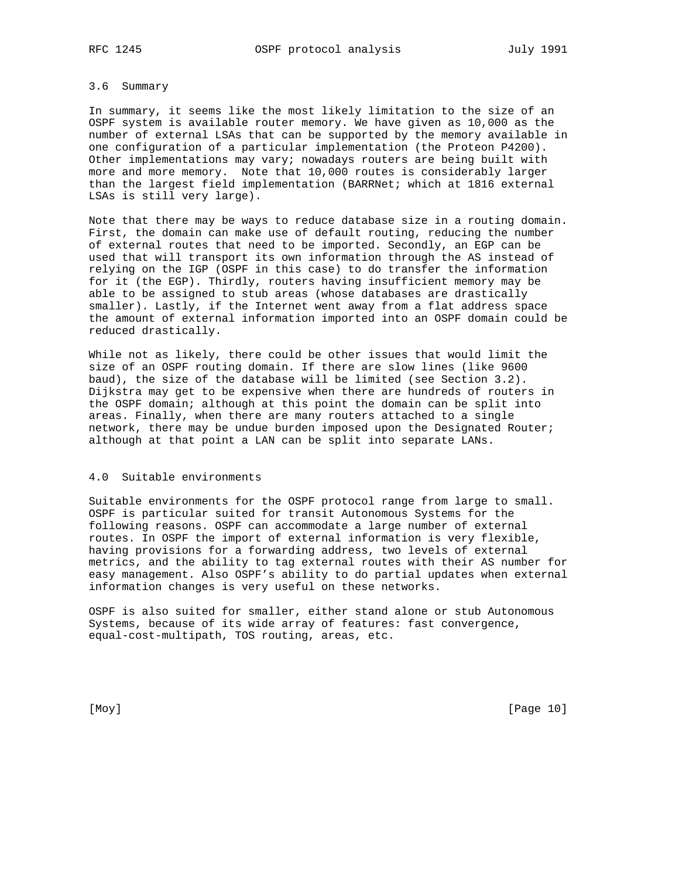### 3.6 Summary

In summary, it seems like the most likely limitation to the size of an OSPF system is available router memory. We have given as 10,000 as the number of external LSAs that can be supported by the memory available in one configuration of a particular implementation (the Proteon P4200). Other implementations may vary; nowadays routers are being built with more and more memory. Note that 10,000 routes is considerably larger than the largest field implementation (BARRNet; which at 1816 external LSAs is still very large).

Note that there may be ways to reduce database size in a routing domain. First, the domain can make use of default routing, reducing the number of external routes that need to be imported. Secondly, an EGP can be used that will transport its own information through the AS instead of relying on the IGP (OSPF in this case) to do transfer the information for it (the EGP). Thirdly, routers having insufficient memory may be able to be assigned to stub areas (whose databases are drastically smaller). Lastly, if the Internet went away from a flat address space the amount of external information imported into an OSPF domain could be reduced drastically.

While not as likely, there could be other issues that would limit the size of an OSPF routing domain. If there are slow lines (like 9600 baud), the size of the database will be limited (see Section 3.2). Dijkstra may get to be expensive when there are hundreds of routers in the OSPF domain; although at this point the domain can be split into areas. Finally, when there are many routers attached to a single network, there may be undue burden imposed upon the Designated Router; although at that point a LAN can be split into separate LANs.

## 4.0 Suitable environments

Suitable environments for the OSPF protocol range from large to small. OSPF is particular suited for transit Autonomous Systems for the following reasons. OSPF can accommodate a large number of external routes. In OSPF the import of external information is very flexible, having provisions for a forwarding address, two levels of external metrics, and the ability to tag external routes with their AS number for easy management. Also OSPF’s ability to do partial updates when external information changes is very useful on these networks.

OSPF is also suited for smaller, either stand alone or stub Autonomous Systems, because of its wide array of features: fast convergence, equal-cost-multipath, TOS routing, areas, etc.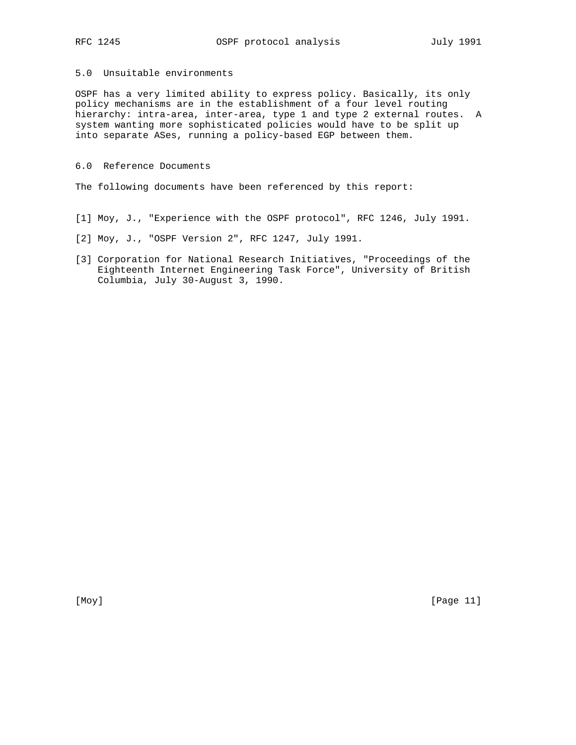## 5.0 Unsuitable environments

OSPF has a very limited ability to express policy. Basically, its only policy mechanisms are in the establishment of a four level routing hierarchy: intra-area, inter-area, type 1 and type 2 external routes. A system wanting more sophisticated policies would have to be split up into separate ASes, running a policy-based EGP between them.

## 6.0 Reference Documents

The following documents have been referenced by this report:

[1] Moy, J., "Experience with the OSPF protocol", RFC 1246, July 1991.

[2] Moy, J., "OSPF Version 2", RFC 1247, July 1991.

[3] Corporation for National Research Initiatives, "Proceedings of the Eighteenth Internet Engineering Task Force", University of British Columbia, July 30-August 3, 1990.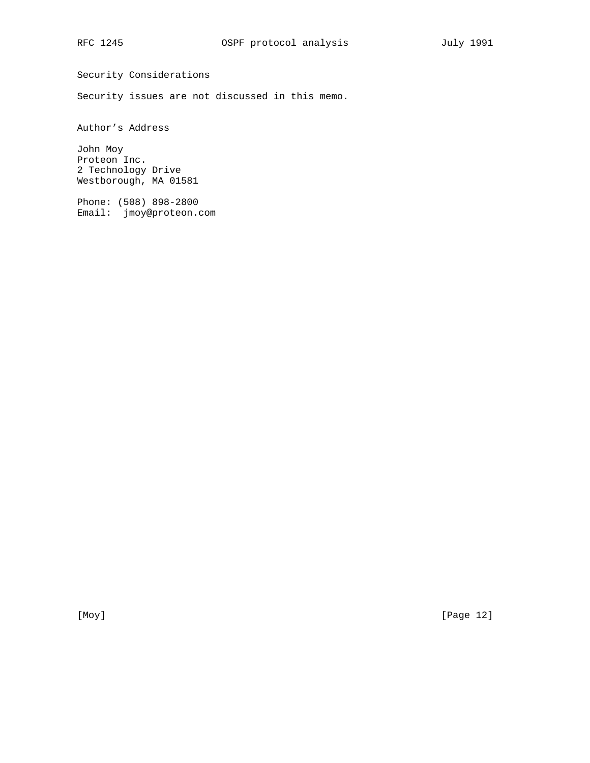## Security Considerations

Security issues are not discussed in this memo.

## Author's Address

John Moy
Proteon Inc.
2 Technology Drive
Westborough, MA 01581

Phone: (508) 898-2800
Email:  jmoy@proteon.com